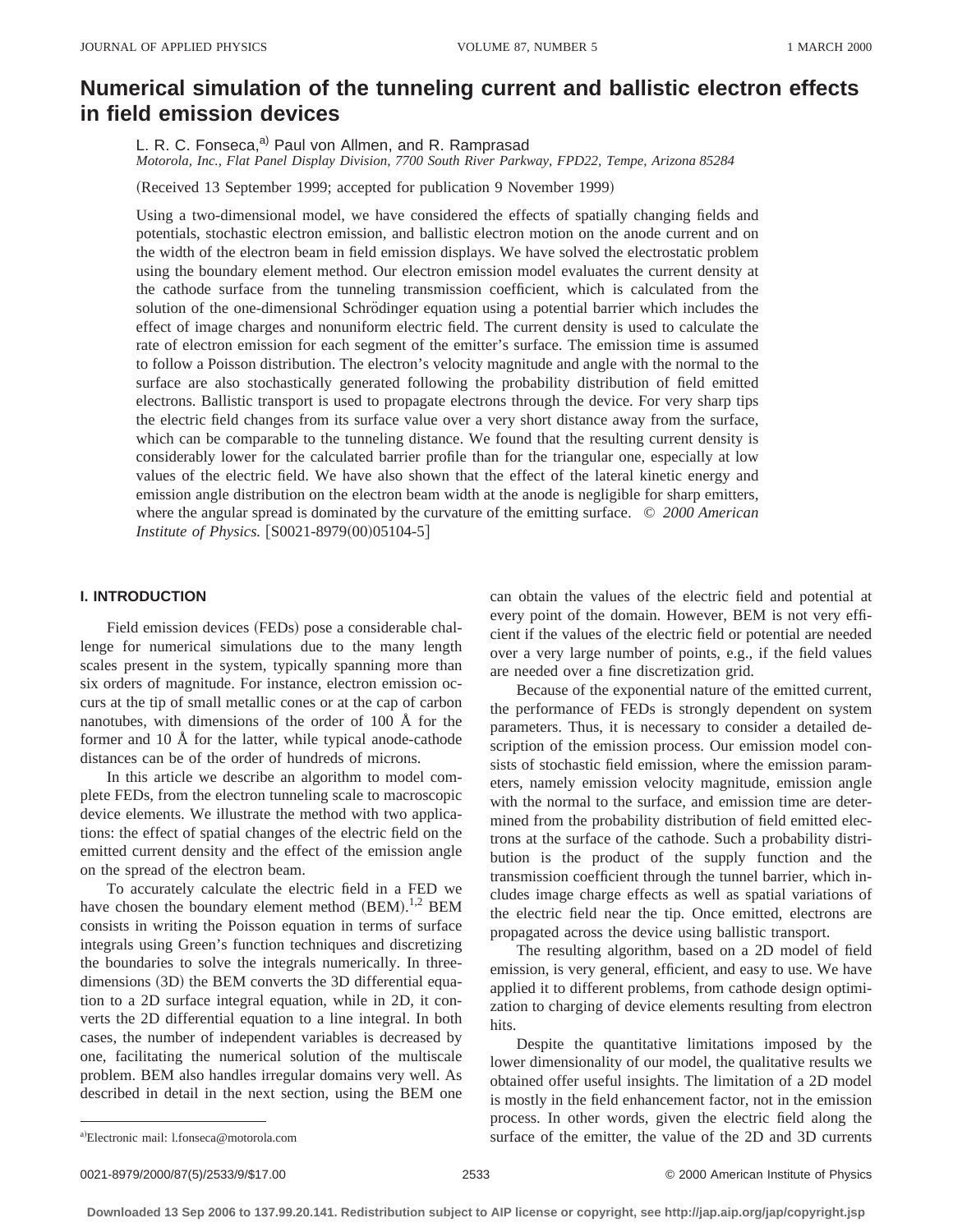# Numerical simulation of the tunneling current and ballistic electron effects in field emission devices

L. R. C. Fonseca,[a] Paul von Allmen, and R. Ramprasad

*Motorola, Inc., Flat Panel Display Division, 7700 South River Parkway, FPD22, Tempe, Arizona 85284*

(Received 13 September 1999; accepted for publication 9 November 1999)

Using a two-dimensional model, we have considered the effects of spatially changing fields and potentials, stochastic electron emission, and ballistic electron motion on the anode current and on the width of the electron beam in field emission displays. We have solved the electrostatic problem using the boundary element method. Our electron emission model evaluates the current density at the cathode surface from the tunneling transmission coefficient, which is calculated from the solution of the one-dimensional Schrödinger equation using a potential barrier which includes the effect of image charges and nonuniform electric field. The current density is used to calculate the rate of electron emission for each segment of the emitter's surface. The emission time is assumed to follow a Poisson distribution. The electron's velocity magnitude and angle with the normal to the surface are also stochastically generated following the probability distribution of field emitted electrons. Ballistic transport is used to propagate electrons through the device. For very sharp tips the electric field changes from its surface value over a very short distance away from the surface, which can be comparable to the tunneling distance. We found that the resulting current density is considerably lower for the calculated barrier profile than for the triangular one, especially at low values of the electric field. We have also shown that the effect of the lateral kinetic energy and emission angle distribution on the electron beam width at the anode is negligible for sharp emitters, where the angular spread is dominated by the curvature of the emitting surface. © *2000 American Institute of Physics.* [S0021-8979(00)05104-5]

## I. INTRODUCTION

Field emission devices (FEDs) pose a considerable challenge for numerical simulations due to the many length scales present in the system, typically spanning more than six orders of magnitude. For instance, electron emission occurs at the tip of small metallic cones or at the cap of carbon nanotubes, with dimensions of the order of 100 Å for the former and 10 Å for the latter, while typical anode-cathode distances can be of the order of hundreds of microns.

In this article we describe an algorithm to model complete FEDs, from the electron tunneling scale to macroscopic device elements. We illustrate the method with two applications: the effect of spatial changes of the electric field on the emitted current density and the effect of the emission angle on the spread of the electron beam.

To accurately calculate the electric field in a FED we have chosen the boundary element method (BEM).[1,2] BEM consists in writing the Poisson equation in terms of surface integrals using Green's function techniques and discretizing the boundaries to solve the integrals numerically. In three-dimensions (3D) the BEM converts the 3D differential equation to a 2D surface integral equation, while in 2D, it converts the 2D differential equation to a line integral. In both cases, the number of independent variables is decreased by one, facilitating the numerical solution of the multiscale problem. BEM also handles irregular domains very well. As described in detail in the next section, using the BEM one can obtain the values of the electric field and potential at every point of the domain. However, BEM is not very efficient if the values of the electric field or potential are needed over a very large number of points, e.g., if the field values are needed over a fine discretization grid.

Because of the exponential nature of the emitted current, the performance of FEDs is strongly dependent on system parameters. Thus, it is necessary to consider a detailed description of the emission process. Our emission model consists of stochastic field emission, where the emission parameters, namely emission velocity magnitude, emission angle with the normal to the surface, and emission time are determined from the probability distribution of field emitted electrons at the surface of the cathode. Such a probability distribution is the product of the supply function and the transmission coefficient through the tunnel barrier, which includes image charge effects as well as spatial variations of the electric field near the tip. Once emitted, electrons are propagated across the device using ballistic transport.

The resulting algorithm, based on a 2D model of field emission, is very general, efficient, and easy to use. We have applied it to different problems, from cathode design optimization to charging of device elements resulting from electron hits.

Despite the quantitative limitations imposed by the lower dimensionality of our model, the qualitative results we obtained offer useful insights. The limitation of a 2D model is mostly in the field enhancement factor, not in the emission process. In other words, given the electric field along the surface of the emitter, the value of the 2D and 3D currents

[a]Electronic mail: l.fonseca@motorola.com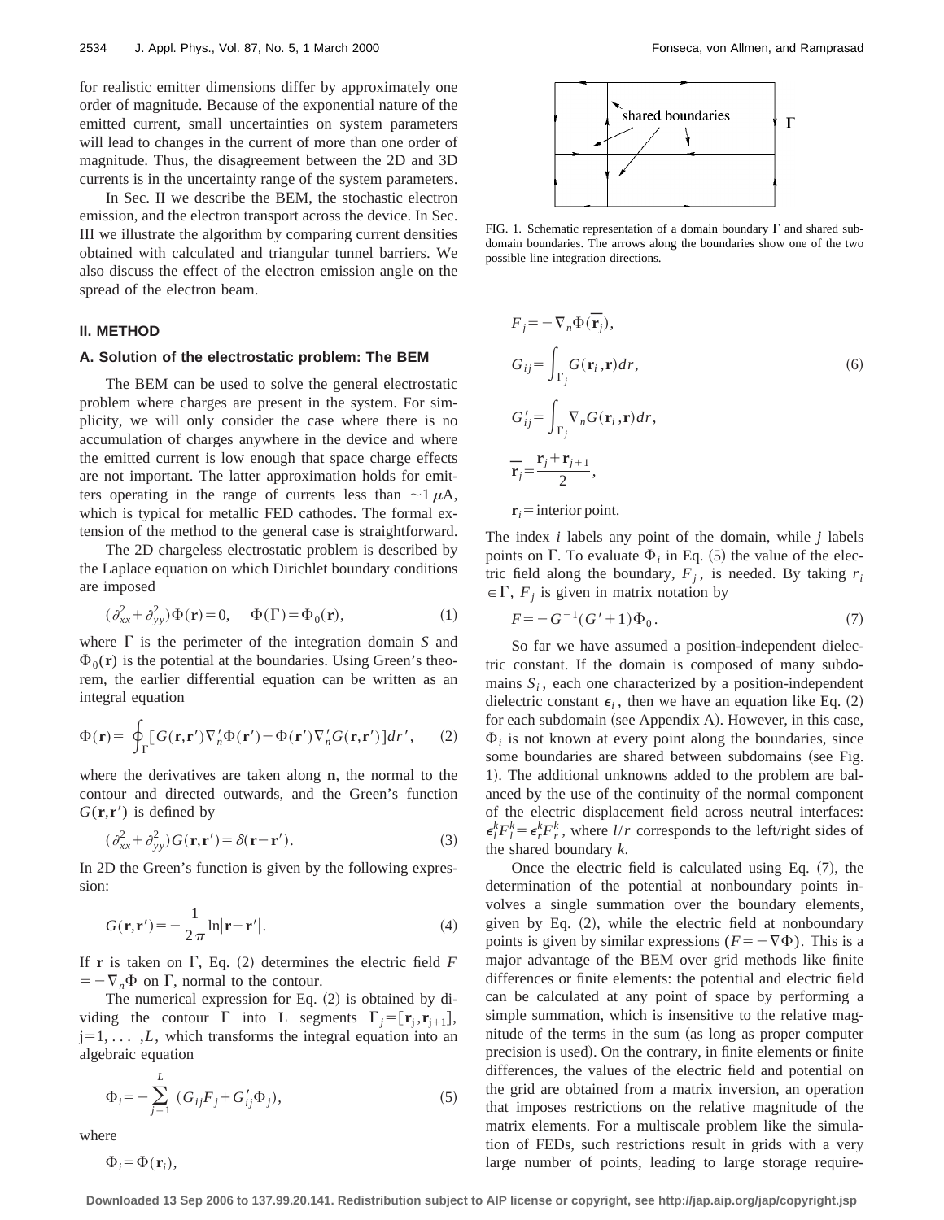for realistic emitter dimensions differ by approximately one order of magnitude. Because of the exponential nature of the emitted current, small uncertainties on system parameters will lead to changes in the current of more than one order of magnitude. Thus, the disagreement between the 2D and 3D currents is in the uncertainty range of the system parameters.

In Sec. II we describe the BEM, the stochastic electron emission, and the electron transport across the device. In Sec. III we illustrate the algorithm by comparing current densities obtained with calculated and triangular tunnel barriers. We also discuss the effect of the electron emission angle on the spread of the electron beam.

## II. METHOD

### A. Solution of the electrostatic problem: The BEM

The BEM can be used to solve the general electrostatic problem where charges are present in the system. For simplicity, we will only consider the case where there is no accumulation of charges anywhere in the device and where the emitted current is low enough that space charge effects are not important. The latter approximation holds for emitters operating in the range of currents less than $\sim 1\,\mu$A, which is typical for metallic FED cathodes. The formal extension of the method to the general case is straightforward.

The 2D chargeless electrostatic problem is described by the Laplace equation on which Dirichlet boundary conditions are imposed

$$(\partial^2_{xx}+\partial^2_{yy})\Phi(\mathbf{r})=0, \quad \Phi(\Gamma)=\Phi_0(\mathbf{r}), \tag{1}$$

where $\Gamma$ is the perimeter of the integration domain $S$ and $\Phi_0(\mathbf{r})$ is the potential at the boundaries. Using Green's theorem, the earlier differential equation can be written as an integral equation

$$\Phi(\mathbf{r})=\oint_\Gamma [G(\mathbf{r},\mathbf{r}')\nabla'_n\Phi(\mathbf{r}')-\Phi(\mathbf{r}')\nabla'_n G(\mathbf{r},\mathbf{r}')]dr', \tag{2}$$

where the derivatives are taken along $\mathbf{n}$, the normal to the contour and directed outwards, and the Green's function $G(\mathbf{r},\mathbf{r}')$ is defined by

$$(\partial^2_{xx}+\partial^2_{yy})G(\mathbf{r},\mathbf{r}')=\delta(\mathbf{r}-\mathbf{r}'). \tag{3}$$

In 2D the Green's function is given by the following expression:

$$G(\mathbf{r},\mathbf{r}')=-\frac{1}{2\pi}\ln|\mathbf{r}-\mathbf{r}'|. \tag{4}$$

If $\mathbf{r}$ is taken on $\Gamma$, Eq. (2) determines the electric field $F=-\nabla_n\Phi$ on $\Gamma$, normal to the contour.

The numerical expression for Eq. (2) is obtained by dividing the contour $\Gamma$ into L segments $\Gamma_j=[\mathbf{r}_j,\mathbf{r}_{j+1}]$, $j=1,\ldots,L$, which transforms the integral equation into an algebraic equation

$$\Phi_i=-\sum_{j=1}^{L}(G_{ij}F_j+G'_{ij}\Phi_j), \tag{5}$$

where

$$\begin{aligned}
&\Phi_i=\Phi(\mathbf{r}_i),\\
&F_j=-\nabla_n\Phi(\overline{\mathbf{r}_j}),\\
&G_{ij}=\int_{\Gamma_j}G(\mathbf{r}_i,\mathbf{r})dr,\\
&G'_{ij}=\int_{\Gamma_j}\nabla_n G(\mathbf{r}_i,\mathbf{r})dr,\\
&\overline{\mathbf{r}_j}=\frac{\mathbf{r}_j+\mathbf{r}_{j+1}}{2},\\
&\mathbf{r}_i=\text{interior point.}
\end{aligned} \tag{6}$$

FIG. 1. Schematic representation of a domain boundary $\Gamma$ and shared subdomain boundaries. The arrows along the boundaries show one of the two possible line integration directions.

The index $i$ labels any point of the domain, while $j$ labels points on $\Gamma$. To evaluate $\Phi_i$ in Eq. (5) the value of the electric field along the boundary, $F_j$, is needed. By taking $r_i \in \Gamma$, $F_j$ is given in matrix notation by

$$F=-G^{-1}(G'+1)\Phi_0. \tag{7}$$

So far we have assumed a position-independent dielectric constant. If the domain is composed of many subdomains $S_i$, each one characterized by a position-independent dielectric constant $\epsilon_i$, then we have an equation like Eq. (2) for each subdomain (see Appendix A). However, in this case, $\Phi_i$ is not known at every point along the boundaries, since some boundaries are shared between subdomains (see Fig. 1). The additional unknowns added to the problem are balanced by the use of the continuity of the normal component of the electric displacement field across neutral interfaces: $\epsilon^k_l F^k_l=\epsilon^k_r F^k_r$, where $l/r$ corresponds to the left/right sides of the shared boundary $k$.

Once the electric field is calculated using Eq. (7), the determination of the potential at nonboundary points involves a single summation over the boundary elements, given by Eq. (2), while the electric field at nonboundary points is given by similar expressions ($F=-\nabla\Phi$). This is a major advantage of the BEM over grid methods like finite differences or finite elements: the potential and electric field can be calculated at any point of space by performing a simple summation, which is insensitive to the relative magnitude of the terms in the sum (as long as proper computer precision is used). On the contrary, in finite elements or finite differences, the values of the electric field and potential on the grid are obtained from a matrix inversion, an operation that imposes restrictions on the relative magnitude of the matrix elements. For a multiscale problem like the simulation of FEDs, such restrictions result in grids with a very large number of points, leading to large storage require-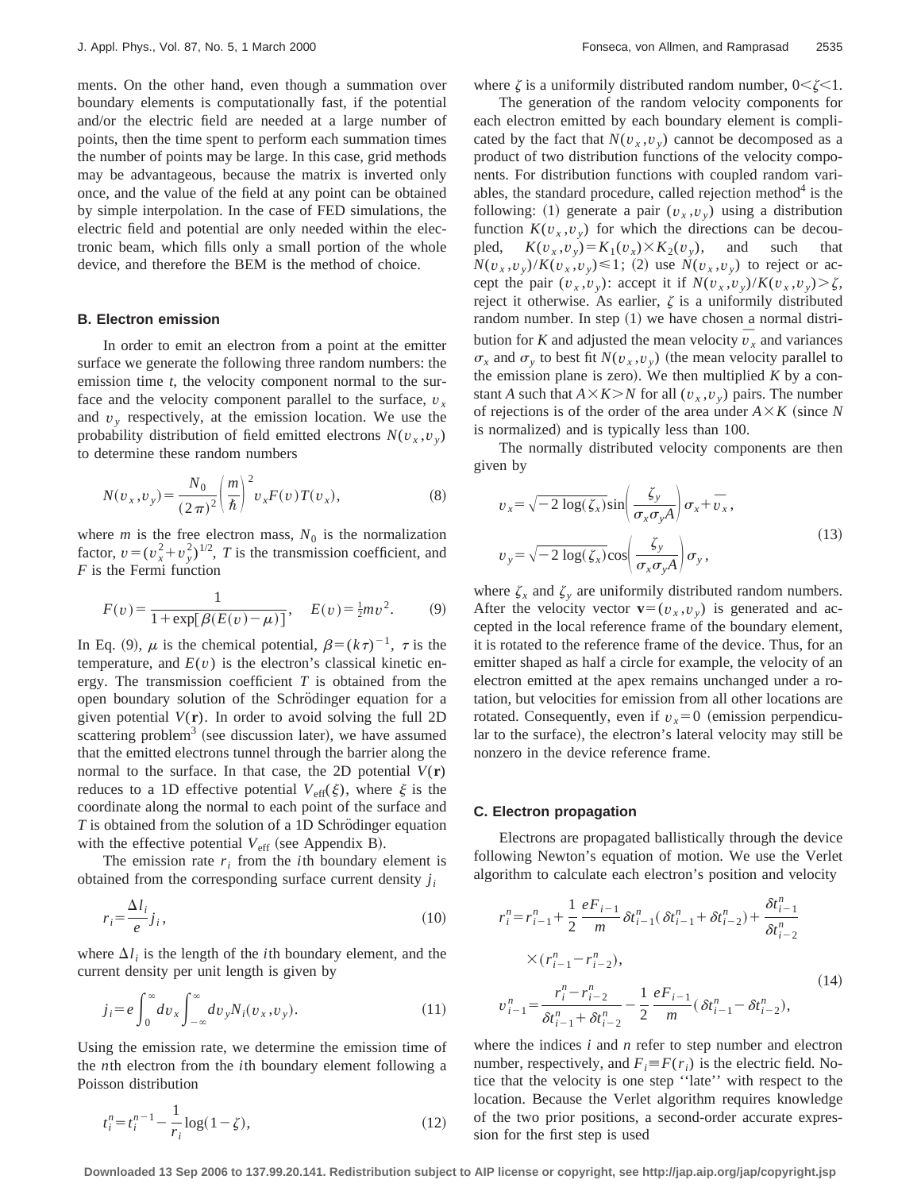ments. On the other hand, even though a summation over boundary elements is computationally fast, if the potential and/or the electric field are needed at a large number of points, then the time spent to perform each summation times the number of points may be large. In this case, grid methods may be advantageous, because the matrix is inverted only once, and the value of the field at any point can be obtained by simple interpolation. In the case of FED simulations, the electric field and potential are only needed within the electronic beam, which fills only a small portion of the whole device, and therefore the BEM is the method of choice.

### B. Electron emission

In order to emit an electron from a point at the emitter surface we generate the following three random numbers: the emission time $t$, the velocity component normal to the surface and the velocity component parallel to the surface, $v_x$ and $v_y$ respectively, at the emission location. We use the probability distribution of field emitted electrons $N(v_x,v_y)$ to determine these random numbers

$$N(v_x,v_y)=\frac{N_0}{(2\pi)^2}\left(\frac{m}{\hbar}\right)^2 v_x F(v) T(v_x), \tag{8}$$

where $m$ is the free electron mass, $N_0$ is the normalization factor, $v=(v_x^2+v_y^2)^{1/2}$, $T$ is the transmission coefficient, and $F$ is the Fermi function

$$F(v)=\frac{1}{1+\exp[\beta(E(v)-\mu)]}, \quad E(v)=\tfrac{1}{2}mv^2. \tag{9}$$

In Eq. (9), $\mu$ is the chemical potential, $\beta=(k\tau)^{-1}$, $\tau$ is the temperature, and $E(v)$ is the electron's classical kinetic energy. The transmission coefficient $T$ is obtained from the open boundary solution of the Schrödinger equation for a given potential $V(\mathbf{r})$. In order to avoid solving the full 2D scattering problem[3] (see discussion later), we have assumed that the emitted electrons tunnel through the barrier along the normal to the surface. In that case, the 2D potential $V(\mathbf{r})$ reduces to a 1D effective potential $V_{\text{eff}}(\xi)$, where $\xi$ is the coordinate along the normal to each point of the surface and $T$ is obtained from the solution of a 1D Schrödinger equation with the effective potential $V_{\text{eff}}$ (see Appendix B).

The emission rate $r_i$ from the $i$th boundary element is obtained from the corresponding surface current density $j_i$

$$r_i=\frac{\Delta l_i}{e} j_i, \tag{10}$$

where $\Delta l_i$ is the length of the $i$th boundary element, and the current density per unit length is given by

$$j_i=e\int_0^\infty dv_x \int_{-\infty}^{\infty} dv_y N_i(v_x,v_y). \tag{11}$$

Using the emission rate, we determine the emission time of the $n$th electron from the $i$th boundary element following a Poisson distribution

$$t_i^n=t_i^{n-1}-\frac{1}{r_i}\log(1-\zeta), \tag{12}$$

where $\zeta$ is a uniformily distributed random number, $0<\zeta<1$.

The generation of the random velocity components for each electron emitted by each boundary element is complicated by the fact that $N(v_x,v_y)$ cannot be decomposed as a product of two distribution functions of the velocity components. For distribution functions with coupled random variables, the standard procedure, called rejection method[4] is the following: (1) generate a pair $(v_x,v_y)$ using a distribution function $K(v_x,v_y)$ for which the directions can be decoupled, $K(v_x,v_y)=K_1(v_x)\times K_2(v_y)$, and such that $N(v_x,v_y)/K(v_x,v_y)\leqslant 1$; (2) use $N(v_x,v_y)$ to reject or accept the pair $(v_x,v_y)$: accept it if $N(v_x,v_y)/K(v_x,v_y)>\zeta$, reject it otherwise. As earlier, $\zeta$ is a uniformly distributed random number. In step (1) we have chosen a normal distribution for $K$ and adjusted the mean velocity $\overline{v_x}$ and variances $\sigma_x$ and $\sigma_y$ to best fit $N(v_x,v_y)$ (the mean velocity parallel to the emission plane is zero). We then multiplied $K$ by a constant $A$ such that $A\times K>N$ for all $(v_x,v_y)$ pairs. The number of rejections is of the order of the area under $A\times K$ (since $N$ is normalized) and is typically less than 100.

The normally distributed velocity components are then given by

$$\begin{aligned}
v_x&=\sqrt{-2\log(\zeta_x)}\sin\left(\frac{\zeta_y}{\sigma_x\sigma_y A}\right)\sigma_x+\overline{v_x},\\
v_y&=\sqrt{-2\log(\zeta_x)}\cos\left(\frac{\zeta_y}{\sigma_x\sigma_y A}\right)\sigma_y,
\end{aligned} \tag{13}$$

where $\zeta_x$ and $\zeta_y$ are uniformly distributed random numbers. After the velocity vector $\mathbf{v}=(v_x,v_y)$ is generated and accepted in the local reference frame of the boundary element, it is rotated to the reference frame of the device. Thus, for an emitter shaped as half a circle for example, the velocity of an electron emitted at the apex remains unchanged under a rotation, but velocities for emission from all other locations are rotated. Consequently, even if $v_x=0$ (emission perpendicular to the surface), the electron's lateral velocity may still be nonzero in the device reference frame.

### C. Electron propagation

Electrons are propagated ballistically through the device following Newton's equation of motion. We use the Verlet algorithm to calculate each electron's position and velocity

$$\begin{aligned}
r_i^n&=r_{i-1}^n+\frac{1}{2}\frac{eF_{i-1}}{m}\delta t_{i-1}^n(\delta t_{i-1}^n+\delta t_{i-2}^n)+\frac{\delta t_{i-1}^n}{\delta t_{i-2}^n}\\
&\quad\times(r_{i-1}^n-r_{i-2}^n),\\
v_{i-1}^n&=\frac{r_i^n-r_{i-2}^n}{\delta t_{i-1}^n+\delta t_{i-2}^n}-\frac{1}{2}\frac{eF_{i-1}}{m}(\delta t_{i-1}^n-\delta t_{i-2}^n),
\end{aligned} \tag{14}$$

where the indices $i$ and $n$ refer to step number and electron number, respectively, and $F_i\equiv F(r_i)$ is the electric field. Notice that the velocity is one step ''late'' with respect to the location. Because the Verlet algorithm requires knowledge of the two prior positions, a second-order accurate expression for the first step is used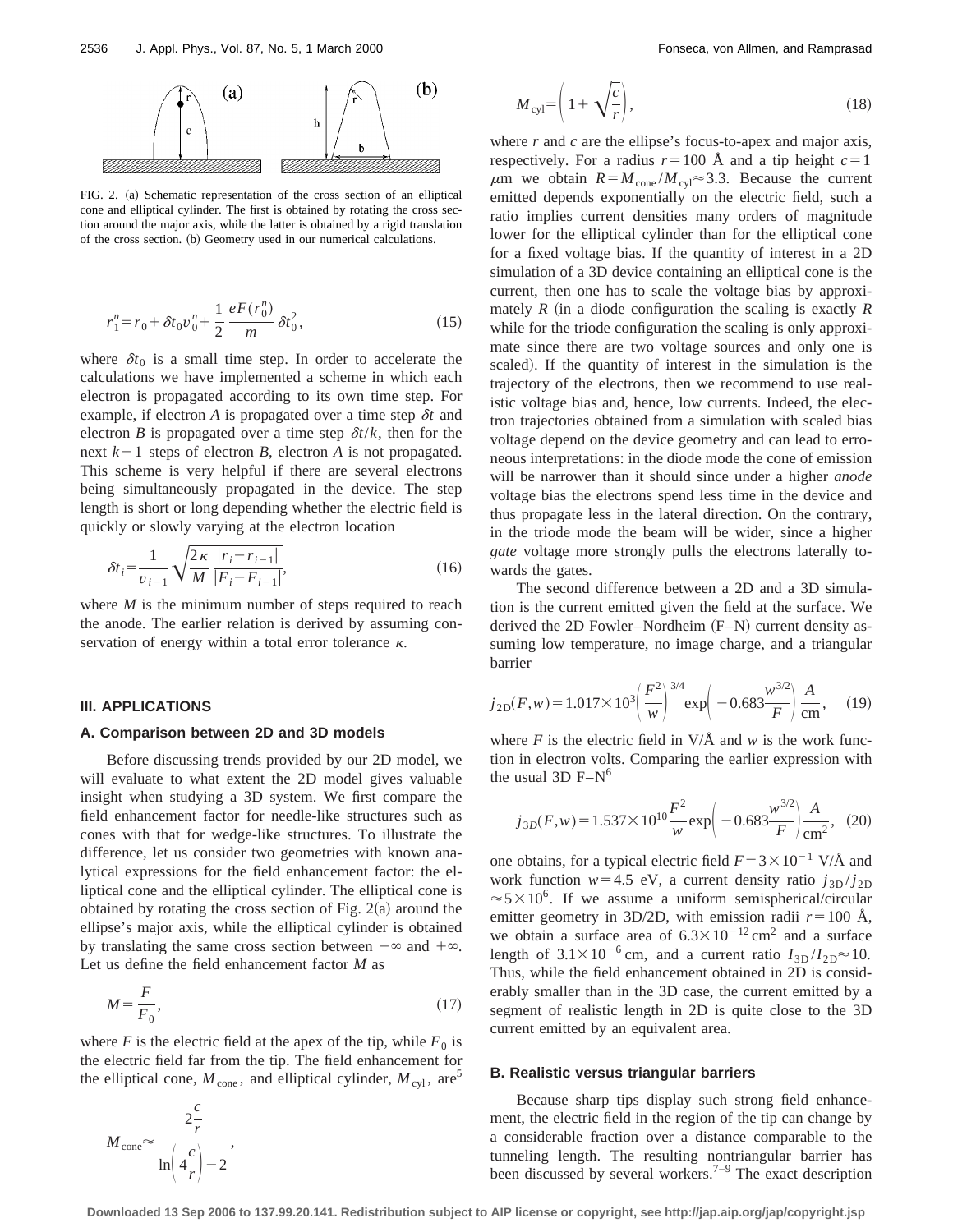FIG. 2. (a) Schematic representation of the cross section of an elliptical cone and elliptical cylinder. The first is obtained by rotating the cross section around the major axis, while the latter is obtained by a rigid translation of the cross section. (b) Geometry used in our numerical calculations.

$$r_1^n = r_0 + \delta t_0 v_0^n + \frac{1}{2}\frac{eF(r_0^n)}{m}\delta t_0^2, \tag{15}$$

where $\delta t_0$ is a small time step. In order to accelerate the calculations we have implemented a scheme in which each electron is propagated according to its own time step. For example, if electron $A$ is propagated over a time step $\delta t$ and electron $B$ is propagated over a time step $\delta t/k$, then for the next $k-1$ steps of electron $B$, electron $A$ is not propagated. This scheme is very helpful if there are several electrons being simultaneously propagated in the device. The step length is short or long depending whether the electric field is quickly or slowly varying at the electron location

$$\delta t_i = \frac{1}{v_{i-1}}\sqrt{\frac{2\kappa}{M}\frac{|r_i - r_{i-1}|}{|F_i - F_{i-1}|}}, \tag{16}$$

where $M$ is the minimum number of steps required to reach the anode. The earlier relation is derived by assuming conservation of energy within a total error tolerance $\kappa$.

## III. APPLICATIONS

### A. Comparison between 2D and 3D models

Before discussing trends provided by our 2D model, we will evaluate to what extent the 2D model gives valuable insight when studying a 3D system. We first compare the field enhancement factor for needle-like structures such as cones with that for wedge-like structures. To illustrate the difference, let us consider two geometries with known analytical expressions for the field enhancement factor: the elliptical cone and the elliptical cylinder. The elliptical cone is obtained by rotating the cross section of Fig. 2(a) around the ellipse's major axis, while the elliptical cylinder is obtained by translating the same cross section between $-\infty$ and $+\infty$. Let us define the field enhancement factor $M$ as

$$M = \frac{F}{F_0}, \tag{17}$$

where $F$ is the electric field at the apex of the tip, while $F_0$ is the electric field far from the tip. The field enhancement for the elliptical cone, $M_{\mathrm{cone}}$, and elliptical cylinder, $M_{\mathrm{cyl}}$, are[5]

$$M_{\mathrm{cone}} \approx \frac{2\frac{c}{r}}{\ln\left(4\frac{c}{r}\right) - 2},$$

$$M_{\mathrm{cyl}} = \left(1 + \sqrt{\frac{c}{r}}\right), \tag{18}$$

where $r$ and $c$ are the ellipse's focus-to-apex and major axis, respectively. For a radius $r = 100$ Å and a tip height $c = 1$ $\mu$m we obtain $R = M_{\mathrm{cone}}/M_{\mathrm{cyl}} \approx 3.3$. Because the current emitted depends exponentially on the electric field, such a ratio implies current densities many orders of magnitude lower for the elliptical cylinder than for the elliptical cone for a fixed voltage bias. If the quantity of interest in a 2D simulation of a 3D device containing an elliptical cone is the current, then one has to scale the voltage bias by approximately $R$ (in a diode configuration the scaling is exactly $R$ while for the triode configuration the scaling is only approximate since there are two voltage sources and only one is scaled). If the quantity of interest in the simulation is the trajectory of the electrons, then we recommend to use realistic voltage bias and, hence, low currents. Indeed, the electron trajectories obtained from a simulation with scaled bias voltage depend on the device geometry and can lead to erroneous interpretations: in the diode mode the cone of emission will be narrower than it should since under a higher *anode* voltage bias the electrons spend less time in the device and thus propagate less in the lateral direction. On the contrary, in the triode mode the beam will be wider, since a higher *gate* voltage more strongly pulls the electrons laterally towards the gates.

The second difference between a 2D and a 3D simulation is the current emitted given the field at the surface. We derived the 2D Fowler–Nordheim (F–N) current density assuming low temperature, no image charge, and a triangular barrier

$$j_{2\mathrm{D}}(F,w) = 1.017\times 10^3\left(\frac{F^2}{w}\right)^{3/4}\exp\left(-0.683\frac{w^{3/2}}{F}\right)\frac{A}{\mathrm{cm}}, \tag{19}$$

where $F$ is the electric field in V/Å and $w$ is the work function in electron volts. Comparing the earlier expression with the usual 3D F–N[6]

$$j_{3D}(F,w) = 1.537\times 10^{10}\frac{F^2}{w}\exp\left(-0.683\frac{w^{3/2}}{F}\right)\frac{A}{\mathrm{cm}^2}, \tag{20}$$

one obtains, for a typical electric field $F = 3\times 10^{-1}$ V/Å and work function $w = 4.5$ eV, a current density ratio $j_{3\mathrm{D}}/j_{2\mathrm{D}} \approx 5\times 10^6$. If we assume a uniform semispherical/circular emitter geometry in 3D/2D, with emission radii $r = 100$ Å, we obtain a surface area of $6.3\times 10^{-12}\,\mathrm{cm}^2$ and a surface length of $3.1\times 10^{-6}$ cm, and a current ratio $I_{3\mathrm{D}}/I_{2\mathrm{D}} \approx 10$. Thus, while the field enhancement obtained in 2D is considerably smaller than in the 3D case, the current emitted by a segment of realistic length in 2D is quite close to the 3D current emitted by an equivalent area.

### B. Realistic versus triangular barriers

Because sharp tips display such strong field enhancement, the electric field in the region of the tip can change by a considerable fraction over a distance comparable to the tunneling length. The resulting nontriangular barrier has been discussed by several workers.[7–9] The exact description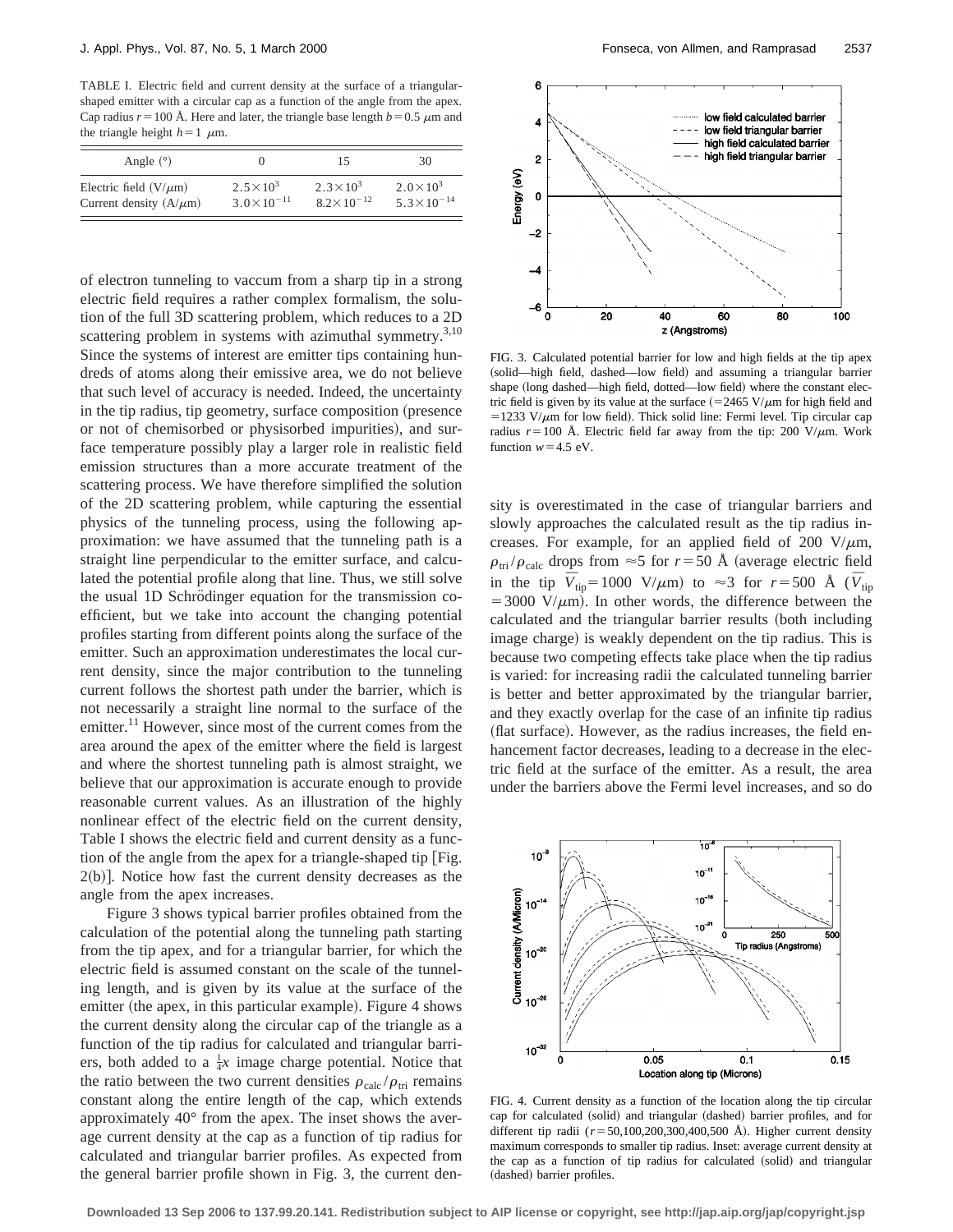TABLE I. Electric field and current density at the surface of a triangular-shaped emitter with a circular cap as a function of the angle from the apex. Cap radius $r = 100$ Å. Here and later, the triangle base length $b = 0.5$ $\mu$m and the triangle height $h = 1$ $\mu$m.

| Angle (°) | 0 | 15 | 30 |
|---|---|---|---|
| Electric field (V/$\mu$m) | $2.5\times10^{3}$ | $2.3\times10^{3}$ | $2.0\times10^{3}$ |
| Current density (A/$\mu$m) | $3.0\times10^{-11}$ | $8.2\times10^{-12}$ | $5.3\times10^{-14}$ |

of electron tunneling to vaccum from a sharp tip in a strong electric field requires a rather complex formalism, the solution of the full 3D scattering problem, which reduces to a 2D scattering problem in systems with azimuthal symmetry.[3,10] Since the systems of interest are emitter tips containing hundreds of atoms along their emissive area, we do not believe that such level of accuracy is needed. Indeed, the uncertainty in the tip radius, tip geometry, surface composition (presence or not of chemisorbed or physisorbed impurities), and surface temperature possibly play a larger role in realistic field emission structures than a more accurate treatment of the scattering process. We have therefore simplified the solution of the 2D scattering problem, while capturing the essential physics of the tunneling process, using the following approximation: we have assumed that the tunneling path is a straight line perpendicular to the emitter surface, and calculated the potential profile along that line. Thus, we still solve the usual 1D Schrödinger equation for the transmission coefficient, but we take into account the changing potential profiles starting from different points along the surface of the emitter. Such an approximation underestimates the local current density, since the major contribution to the tunneling current follows the shortest path under the barrier, which is not necessarily a straight line normal to the surface of the emitter.[11] However, since most of the current comes from the area around the apex of the emitter where the field is largest and where the shortest tunneling path is almost straight, we believe that our approximation is accurate enough to provide reasonable current values. As an illustration of the highly nonlinear effect of the electric field on the current density, Table I shows the electric field and current density as a function of the angle from the apex for a triangle-shaped tip [Fig. 2(b)]. Notice how fast the current density decreases as the angle from the apex increases.

Figure 3 shows typical barrier profiles obtained from the calculation of the potential along the tunneling path starting from the tip apex, and for a triangular barrier, for which the electric field is assumed constant on the scale of the tunneling length, and is given by its value at the surface of the emitter (the apex, in this particular example). Figure 4 shows the current density along the circular cap of the triangle as a function of the tip radius for calculated and triangular barriers, both added to a $\frac{1}{4}x$ image charge potential. Notice that the ratio between the two current densities $\rho_{\rm calc}/\rho_{\rm tri}$ remains constant along the entire length of the cap, which extends approximately 40° from the apex. The inset shows the average current density at the cap as a function of tip radius for calculated and triangular barrier profiles. As expected from the general barrier profile shown in Fig. 3, the current density is overestimated in the case of triangular barriers and slowly approaches the calculated result as the tip radius increases. For example, for an applied field of 200 V/$\mu$m, $\rho_{\rm tri}/\rho_{\rm calc}$ drops from $\approx 5$ for $r = 50$ Å (average electric field in the tip $\bar{V}_{\rm tip} = 1000$ V/$\mu$m) to $\approx 3$ for $r = 500$ Å ($\bar{V}_{\rm tip} = 3000$ V/$\mu$m). In other words, the difference between the calculated and the triangular barrier results (both including image charge) is weakly dependent on the tip radius. This is because two competing effects take place when the tip radius is varied: for increasing radii the calculated tunneling barrier is better and better approximated by the triangular barrier, and they exactly overlap for the case of an infinite tip radius (flat surface). However, as the radius increases, the field enhancement factor decreases, leading to a decrease in the electric field at the surface of the emitter. As a result, the area under the barriers above the Fermi level increases, and so do

FIG. 3. Calculated potential barrier for low and high fields at the tip apex (solid—high field, dashed—low field) and assuming a triangular barrier shape (long dashed—high field, dotted—low field) where the constant electric field is given by its value at the surface ($=2465$ V/$\mu$m for high field and $=1233$ V/$\mu$m for low field). Thick solid line: Fermi level. Tip circular cap radius $r = 100$ Å. Electric field far away from the tip: 200 V/$\mu$m. Work function $w = 4.5$ eV.

FIG. 4. Current density as a function of the location along the tip circular cap for calculated (solid) and triangular (dashed) barrier profiles, and for different tip radii ($r = 50,100,200,300,400,500$ Å). Higher current density maximum corresponds to smaller tip radius. Inset: average current density at the cap as a function of tip radius for calculated (solid) and triangular (dashed) barrier profiles.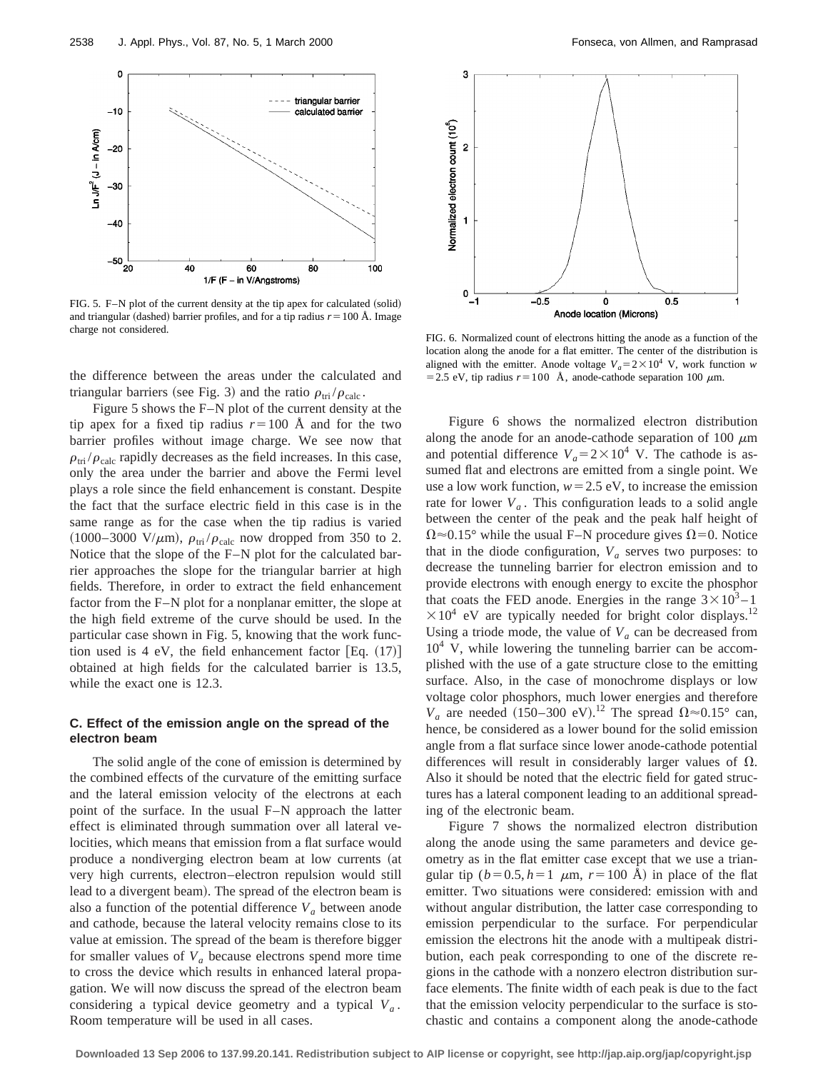FIG. 5. F–N plot of the current density at the tip apex for calculated (solid) and triangular (dashed) barrier profiles, and for a tip radius $r = 100$ Å. Image charge not considered.

the difference between the areas under the calculated and triangular barriers (see Fig. 3) and the ratio $\rho_{\mathrm{tri}}/\rho_{\mathrm{calc}}$.

Figure 5 shows the F–N plot of the current density at the tip apex for a fixed tip radius $r = 100$ Å and for the two barrier profiles without image charge. We see now that $\rho_{\mathrm{tri}}/\rho_{\mathrm{calc}}$ rapidly decreases as the field increases. In this case, only the area under the barrier and above the Fermi level plays a role since the field enhancement is constant. Despite the fact that the surface electric field in this case is in the same range as for the case when the tip radius is varied (1000–3000 V/$\mu$m), $\rho_{\mathrm{tri}}/\rho_{\mathrm{calc}}$ now dropped from 350 to 2. Notice that the slope of the F–N plot for the calculated barrier approaches the slope for the triangular barrier at high fields. Therefore, in order to extract the field enhancement factor from the F–N plot for a nonplanar emitter, the slope at the high field extreme of the curve should be used. In the particular case shown in Fig. 5, knowing that the work function used is 4 eV, the field enhancement factor [Eq. (17)] obtained at high fields for the calculated barrier is 13.5, while the exact one is 12.3.

### C. Effect of the emission angle on the spread of the electron beam

The solid angle of the cone of emission is determined by the combined effects of the curvature of the emitting surface and the lateral emission velocity of the electrons at each point of the surface. In the usual F–N approach the latter effect is eliminated through summation over all lateral velocities, which means that emission from a flat surface would produce a nondiverging electron beam at low currents (at very high currents, electron–electron repulsion would still lead to a divergent beam). The spread of the electron beam is also a function of the potential difference $V_a$ between anode and cathode, because the lateral velocity remains close to its value at emission. The spread of the beam is therefore bigger for smaller values of $V_a$ because electrons spend more time to cross the device which results in enhanced lateral propagation. We will now discuss the spread of the electron beam considering a typical device geometry and a typical $V_a$. Room temperature will be used in all cases.

FIG. 6. Normalized count of electrons hitting the anode as a function of the location along the anode for a flat emitter. The center of the distribution is aligned with the emitter. Anode voltage $V_a = 2\times10^4$ V, work function $w = 2.5$ eV, tip radius $r = 100$ Å, anode-cathode separation 100 $\mu$m.

Figure 6 shows the normalized electron distribution along the anode for an anode-cathode separation of 100 $\mu$m and potential difference $V_a = 2\times10^4$ V. The cathode is assumed flat and electrons are emitted from a single point. We use a low work function, $w = 2.5$ eV, to increase the emission rate for lower $V_a$. This configuration leads to a solid angle between the center of the peak and the peak half height of $\Omega \approx 0.15°$ while the usual F–N procedure gives $\Omega = 0$. Notice that in the diode configuration, $V_a$ serves two purposes: to decrease the tunneling barrier for electron emission and to provide electrons with enough energy to excite the phosphor that coats the FED anode. Energies in the range $3\times10^3$–$1\times10^4$ eV are typically needed for bright color displays.[12] Using a triode mode, the value of $V_a$ can be decreased from $10^4$ V, while lowering the tunneling barrier can be accomplished with the use of a gate structure close to the emitting surface. Also, in the case of monochrome displays or low voltage color phosphors, much lower energies and therefore $V_a$ are needed (150–300 eV).[12] The spread $\Omega \approx 0.15°$ can, hence, be considered as a lower bound for the solid emission angle from a flat surface since lower anode-cathode potential differences will result in considerably larger values of $\Omega$. Also it should be noted that the electric field for gated structures has a lateral component leading to an additional spreading of the electronic beam.

Figure 7 shows the normalized electron distribution along the anode using the same parameters and device geometry as in the flat emitter case except that we use a triangular tip ($b = 0.5, h = 1$ $\mu$m, $r = 100$ Å) in place of the flat emitter. Two situations were considered: emission with and without angular distribution, the latter case corresponding to emission perpendicular to the surface. For perpendicular emission the electrons hit the anode with a multipeak distribution, each peak corresponding to one of the discrete regions in the cathode with a nonzero electron distribution surface elements. The finite width of each peak is due to the fact that the emission velocity perpendicular to the surface is stochastic and contains a component along the anode-cathode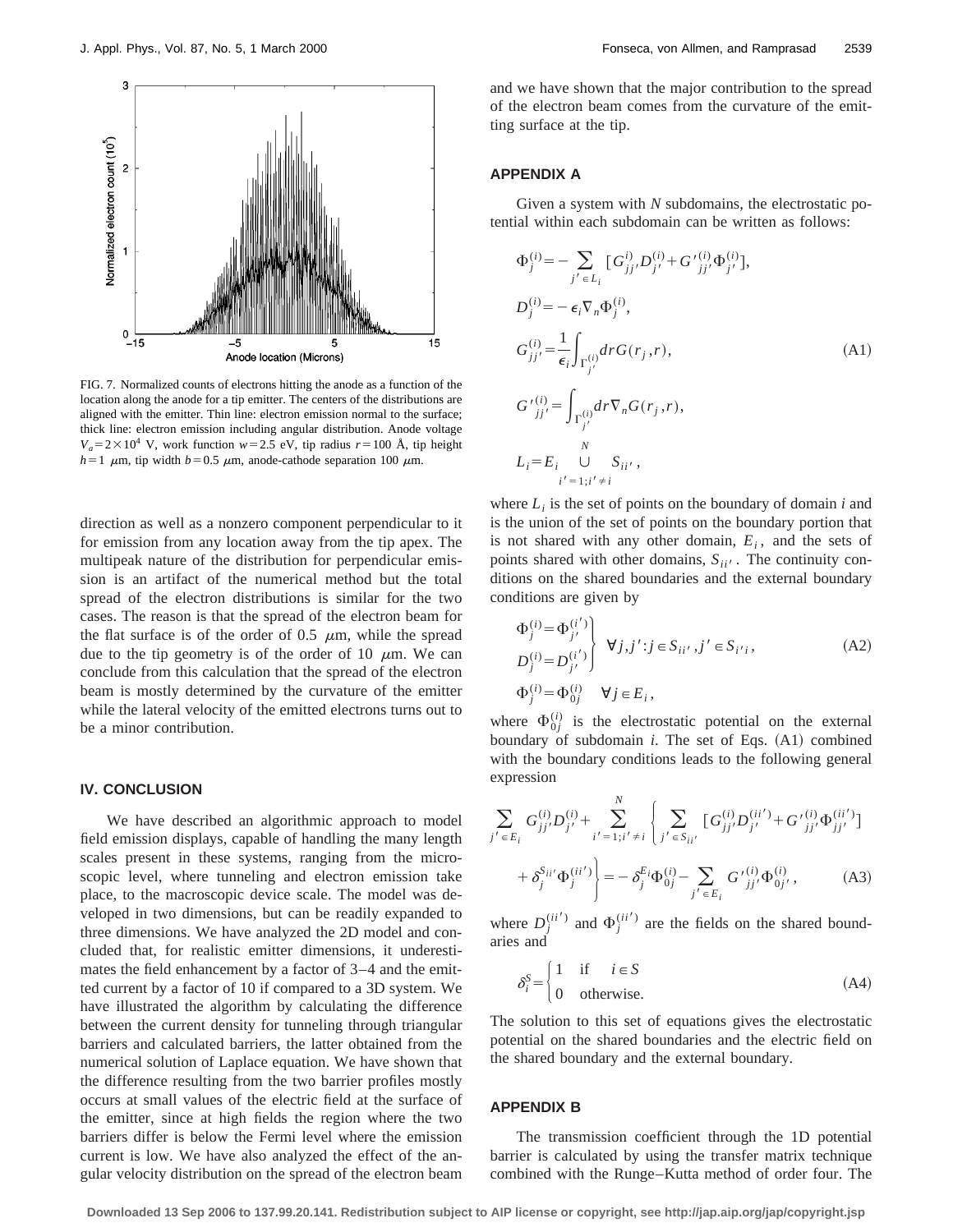FIG. 7. Normalized counts of electrons hitting the anode as a function of the location along the anode for a tip emitter. The centers of the distributions are aligned with the emitter. Thin line: electron emission normal to the surface; thick line: electron emission including angular distribution. Anode voltage $V_a = 2\times 10^4$ V, work function $w = 2.5$ eV, tip radius $r = 100$ Å, tip height $h = 1$ $\mu$m, tip width $b = 0.5$ $\mu$m, anode-cathode separation 100 $\mu$m.

direction as well as a nonzero component perpendicular to it for emission from any location away from the tip apex. The multipeak nature of the distribution for perpendicular emission is an artifact of the numerical method but the total spread of the electron distributions is similar for the two cases. The reason is that the spread of the electron beam for the flat surface is of the order of 0.5 $\mu$m, while the spread due to the tip geometry is of the order of 10 $\mu$m. We can conclude from this calculation that the spread of the electron beam is mostly determined by the curvature of the emitter while the lateral velocity of the emitted electrons turns out to be a minor contribution.

## IV. CONCLUSION

We have described an algorithmic approach to model field emission displays, capable of handling the many length scales present in these systems, ranging from the microscopic level, where tunneling and electron emission take place, to the macroscopic device scale. The model was developed in two dimensions, but can be readily expanded to three dimensions. We have analyzed the 2D model and concluded that, for realistic emitter dimensions, it underestimates the field enhancement by a factor of 3–4 and the emitted current by a factor of 10 if compared to a 3D system. We have illustrated the algorithm by calculating the difference between the current density for tunneling through triangular barriers and calculated barriers, the latter obtained from the numerical solution of Laplace equation. We have shown that the difference resulting from the two barrier profiles mostly occurs at small values of the electric field at the surface of the emitter, since at high fields the region where the two barriers differ is below the Fermi level where the emission current is low. We have also analyzed the effect of the angular velocity distribution on the spread of the electron beam and we have shown that the major contribution to the spread of the electron beam comes from the curvature of the emitting surface at the tip.

## APPENDIX A

Given a system with $N$ subdomains, the electrostatic potential within each subdomain can be written as follows:

$$
\begin{aligned}
\Phi_j^{(i)} &= -\sum_{j' \in L_i} [G_{jj'}^{(i)} D_{j'}^{(i)} + G'^{(i)}_{jj'} \Phi_{j'}^{(i)}],\\
D_j^{(i)} &= -\epsilon_i \nabla_n \Phi_j^{(i)},\\
G_{jj'}^{(i)} &= \frac{1}{\epsilon_i}\int_{\Gamma_{j'}^{(i)}} dr\, G(r_j, r),\\
G'^{(i)}_{jj'} &= \int_{\Gamma_{j'}^{(i)}} dr\, \nabla_n G(r_j, r),\\
L_i &= E_i \bigcup_{i'=1; i' \neq i}^{N} S_{ii'},
\end{aligned}
\tag{A1}
$$

where $L_i$ is the set of points on the boundary of domain $i$ and is the union of the set of points on the boundary portion that is not shared with any other domain, $E_i$, and the sets of points shared with other domains, $S_{ii'}$. The continuity conditions on the shared boundaries and the external boundary conditions are given by

$$
\left.
\begin{aligned}
\Phi_j^{(i)} &= \Phi_{j'}^{(i')}\\
D_j^{(i)} &= D_{j'}^{(i')}
\end{aligned}
\right\} \quad \forall j, j' : j \in S_{ii'}, j' \in S_{i'i},
\tag{A2}
$$

$$
\Phi_j^{(i)} = \Phi_{0j}^{(i)} \quad \forall j \in E_i,
$$

where $\Phi_{0j}^{(i)}$ is the electrostatic potential on the external boundary of subdomain $i$. The set of Eqs. (A1) combined with the boundary conditions leads to the following general expression

$$
\sum_{j' \in E_i} G_{jj'}^{(i)} D_{j'}^{(i)} + \sum_{i'=1; i' \neq i}^{N} \left\{ \sum_{j' \in S_{ii'}} [G_{jj'}^{(i)} D_{j'}^{(ii')} + G'^{(i)}_{jj'} \Phi_{jj'}^{(ii')}] + \delta_j^{S_{ii'}} \Phi_j^{(ii')} \right\} = -\delta_j^{E_i} \Phi_{0j}^{(i)} - \sum_{j' \in E_i} G'^{(i)}_{jj'} \Phi_{0j'}^{(i)},
\tag{A3}
$$

where $D_j^{(ii')}$ and $\Phi_j^{(ii')}$ are the fields on the shared boundaries and

$$
\delta_i^S = \begin{cases} 1 & \text{if} \quad i \in S \\ 0 & \text{otherwise.} \end{cases}
\tag{A4}
$$

The solution to this set of equations gives the electrostatic potential on the shared boundaries and the electric field on the shared boundary and the external boundary.

## APPENDIX B

The transmission coefficient through the 1D potential barrier is calculated by using the transfer matrix technique combined with the Runge–Kutta method of order four. The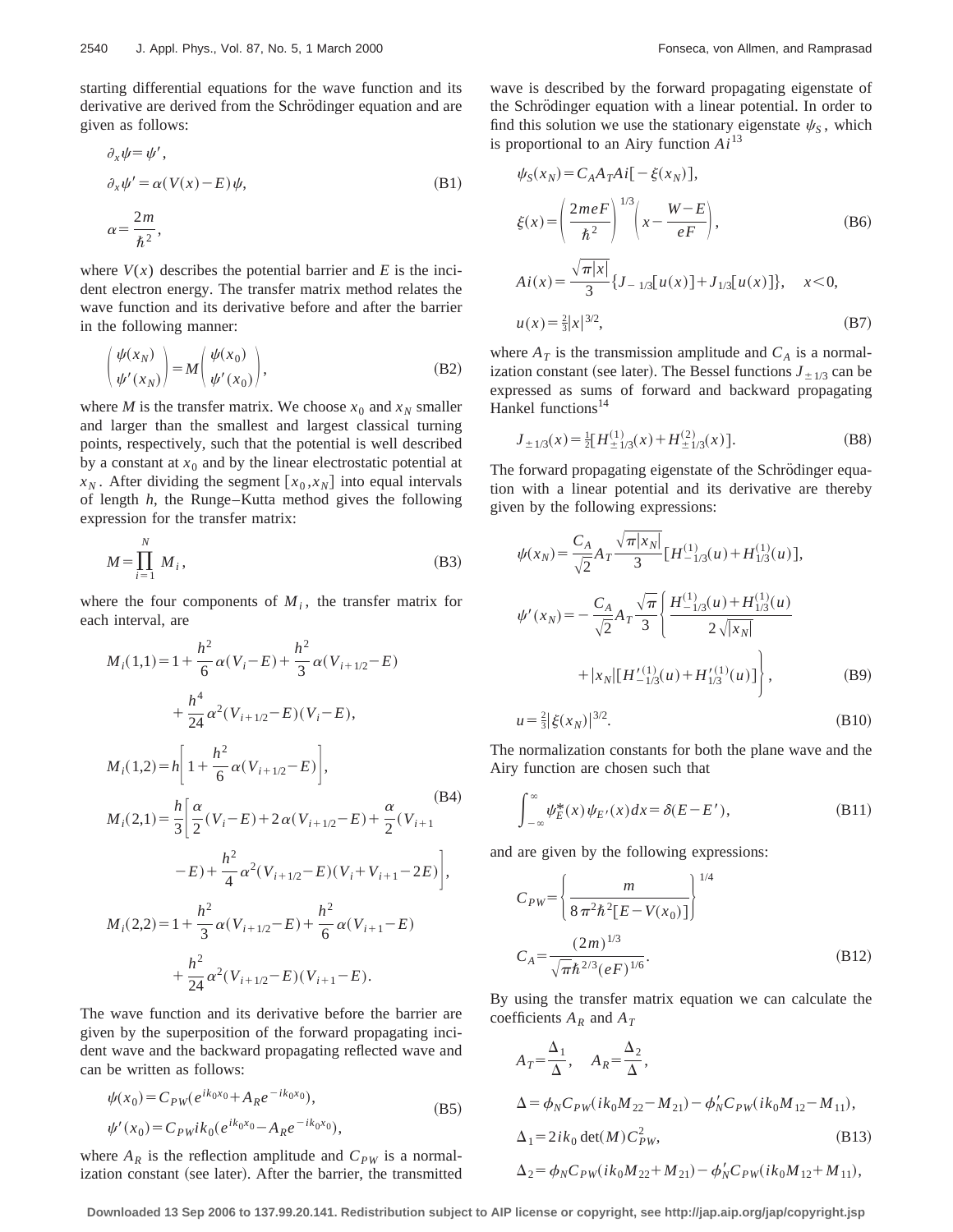starting differential equations for the wave function and its derivative are derived from the Schrödinger equation and are given as follows:

$$\partial_x \psi = \psi',$$
$$\partial_x \psi' = \alpha(V(x) - E)\psi, \tag{B1}$$
$$\alpha = \frac{2m}{\hbar^2},$$

where $V(x)$ describes the potential barrier and $E$ is the incident electron energy. The transfer matrix method relates the wave function and its derivative before and after the barrier in the following manner:

$$\begin{pmatrix} \psi(x_N) \\ \psi'(x_N) \end{pmatrix} = M \begin{pmatrix} \psi(x_0) \\ \psi'(x_0) \end{pmatrix}, \tag{B2}$$

where $M$ is the transfer matrix. We choose $x_0$ and $x_N$ smaller and larger than the smallest and largest classical turning points, respectively, such that the potential is well described by a constant at $x_0$ and by the linear electrostatic potential at $x_N$. After dividing the segment $[x_0, x_N]$ into equal intervals of length $h$, the Runge–Kutta method gives the following expression for the transfer matrix:

$$M = \prod_{i=1}^{N} M_i, \tag{B3}$$

where the four components of $M_i$, the transfer matrix for each interval, are

$$M_i(1,1) = 1 + \frac{h^2}{6}\alpha(V_i - E) + \frac{h^2}{3}\alpha(V_{i+1/2} - E) + \frac{h^4}{24}\alpha^2(V_{i+1/2} - E)(V_i - E),$$

$$M_i(1,2) = h\left[1 + \frac{h^2}{6}\alpha(V_{i+1/2} - E)\right],$$

$$M_i(2,1) = \frac{h}{3}\left[\frac{\alpha}{2}(V_i - E) + 2\alpha(V_{i+1/2} - E) + \frac{\alpha}{2}(V_{i+1} - E) + \frac{h^2}{4}\alpha^2(V_{i+1/2} - E)(V_i + V_{i+1} - 2E)\right], \tag{B4}$$

$$M_i(2,2) = 1 + \frac{h^2}{3}\alpha(V_{i+1/2} - E) + \frac{h^2}{6}\alpha(V_{i+1} - E) + \frac{h^2}{24}\alpha^2(V_{i+1/2} - E)(V_{i+1} - E).$$

The wave function and its derivative before the barrier are given by the superposition of the forward propagating incident wave and the backward propagating reflected wave and can be written as follows:

$$\psi(x_0) = C_{PW}(e^{ik_0x_0} + A_R e^{-ik_0x_0}),$$
$$\psi'(x_0) = C_{PW} ik_0(e^{ik_0x_0} - A_R e^{-ik_0x_0}), \tag{B5}$$

where $A_R$ is the reflection amplitude and $C_{PW}$ is a normalization constant (see later). After the barrier, the transmitted wave is described by the forward propagating eigenstate of the Schrödinger equation with a linear potential. In order to find this solution we use the stationary eigenstate $\psi_S$, which is proportional to an Airy function $Ai$[13]

$$\psi_S(x_N) = C_A A_T Ai[-\xi(x_N)],$$
$$\xi(x) = \left(\frac{2meF}{\hbar^2}\right)^{1/3}\left(x - \frac{W-E}{eF}\right), \tag{B6}$$

$$Ai(x) = \frac{\sqrt{\pi|x|}}{3}\{J_{-1/3}[u(x)] + J_{1/3}[u(x)]\}, \quad x < 0,$$
$$u(x) = \tfrac{2}{3}|x|^{3/2}, \tag{B7}$$

where $A_T$ is the transmission amplitude and $C_A$ is a normalization constant (see later). The Bessel functions $J_{\pm 1/3}$ can be expressed as sums of forward and backward propagating Hankel functions[14]

$$J_{\pm 1/3}(x) = \tfrac{1}{2}[H^{(1)}_{\pm 1/3}(x) + H^{(2)}_{\pm 1/3}(x)]. \tag{B8}$$

The forward propagating eigenstate of the Schrödinger equation with a linear potential and its derivative are thereby given by the following expressions:

$$\psi(x_N) = \frac{C_A}{\sqrt{2}} A_T \frac{\sqrt{\pi|x_N|}}{3}[H^{(1)}_{-1/3}(u) + H^{(1)}_{1/3}(u)],$$

$$\psi'(x_N) = -\frac{C_A}{\sqrt{2}} A_T \frac{\sqrt{\pi}}{3}\left\{\frac{H^{(1)}_{-1/3}(u) + H^{(1)}_{1/3}(u)}{2\sqrt{|x_N|}} + |x_N|[H'^{(1)}_{-1/3}(u) + H'^{(1)}_{1/3}(u)]\right\}, \tag{B9}$$

$$u = \tfrac{2}{3}|\xi(x_N)|^{3/2}. \tag{B10}$$

The normalization constants for both the plane wave and the Airy function are chosen such that

$$\int_{-\infty}^{\infty} \psi^*_E(x)\psi_{E'}(x)dx = \delta(E - E'), \tag{B11}$$

and are given by the following expressions:

$$C_{PW} = \left\{\frac{m}{8\pi^2\hbar^2[E - V(x_0)]}\right\}^{1/4}$$
$$C_A = \frac{(2m)^{1/3}}{\sqrt{\pi}\hbar^{2/3}(eF)^{1/6}}. \tag{B12}$$

By using the transfer matrix equation we can calculate the coefficients $A_R$ and $A_T$

$$A_T = \frac{\Delta_1}{\Delta}, \quad A_R = \frac{\Delta_2}{\Delta},$$
$$\Delta = \phi_N C_{PW}(ik_0M_{22} - M_{21}) - \phi'_N C_{PW}(ik_0M_{12} - M_{11}),$$
$$\Delta_1 = 2ik_0 \det(M) C^2_{PW}, \tag{B13}$$
$$\Delta_2 = \phi_N C_{PW}(ik_0M_{22} + M_{21}) - \phi'_N C_{PW}(ik_0M_{12} + M_{11}),$$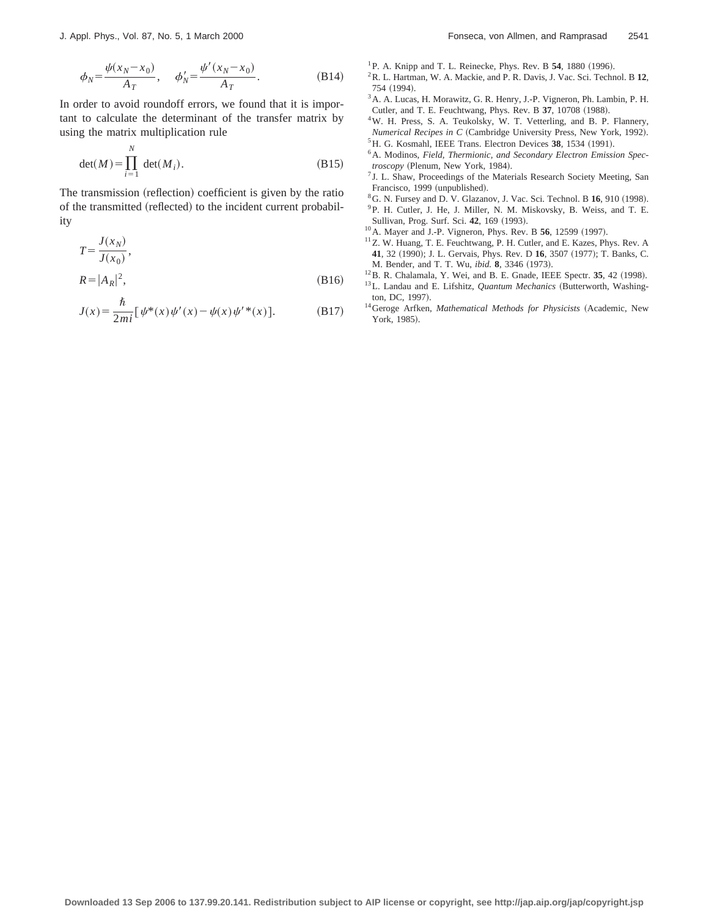$$\phi_N = \frac{\psi(x_N - x_0)}{A_T}, \quad \phi_N' = \frac{\psi'(x_N - x_0)}{A_T}. \tag{B14}$$

In order to avoid roundoff errors, we found that it is important to calculate the determinant of the transfer matrix by using the matrix multiplication rule

$$\det(M) = \prod_{i=1}^{N} \det(M_i). \tag{B15}$$

The transmission (reflection) coefficient is given by the ratio of the transmitted (reflected) to the incident current probability

$$T = \frac{J(x_N)}{J(x_0)},$$

$$R = |A_R|^2, \tag{B16}$$

$$J(x) = \frac{\hbar}{2mi}[\psi^*(x)\psi'(x) - \psi(x)\psi'^*(x)]. \tag{B17}$$

[1] P. A. Knipp and T. L. Reinecke, Phys. Rev. B **54**, 1880 (1996).
[2] R. L. Hartman, W. A. Mackie, and P. R. Davis, J. Vac. Sci. Technol. B **12**, 754 (1994).
[3] A. A. Lucas, H. Morawitz, G. R. Henry, J.-P. Vigneron, Ph. Lambin, P. H. Cutler, and T. E. Feuchtwang, Phys. Rev. B **37**, 10708 (1988).
[4] W. H. Press, S. A. Teukolsky, W. T. Vetterling, and B. P. Flannery, *Numerical Recipes in C* (Cambridge University Press, New York, 1992).
[5] H. G. Kosmahl, IEEE Trans. Electron Devices **38**, 1534 (1991).
[6] A. Modinos, *Field, Thermionic, and Secondary Electron Emission Spectroscopy* (Plenum, New York, 1984).
[7] J. L. Shaw, Proceedings of the Materials Research Society Meeting, San Francisco, 1999 (unpublished).
[8] G. N. Fursey and D. V. Glazanov, J. Vac. Sci. Technol. B **16**, 910 (1998).
[9] P. H. Cutler, J. He, J. Miller, N. M. Miskovsky, B. Weiss, and T. E. Sullivan, Prog. Surf. Sci. **42**, 169 (1993).
[10] A. Mayer and J.-P. Vigneron, Phys. Rev. B **56**, 12599 (1997).
[11] Z. W. Huang, T. E. Feuchtwang, P. H. Cutler, and E. Kazes, Phys. Rev. A **41**, 32 (1990); J. L. Gervais, Phys. Rev. D **16**, 3507 (1977); T. Banks, C. M. Bender, and T. T. Wu, *ibid.* **8**, 3346 (1973).
[12] B. R. Chalamala, Y. Wei, and B. E. Gnade, IEEE Spectr. **35**, 42 (1998).
[13] L. Landau and E. Lifshitz, *Quantum Mechanics* (Butterworth, Washington, DC, 1997).
[14] Geroge Arfken, *Mathematical Methods for Physicists* (Academic, New York, 1985).